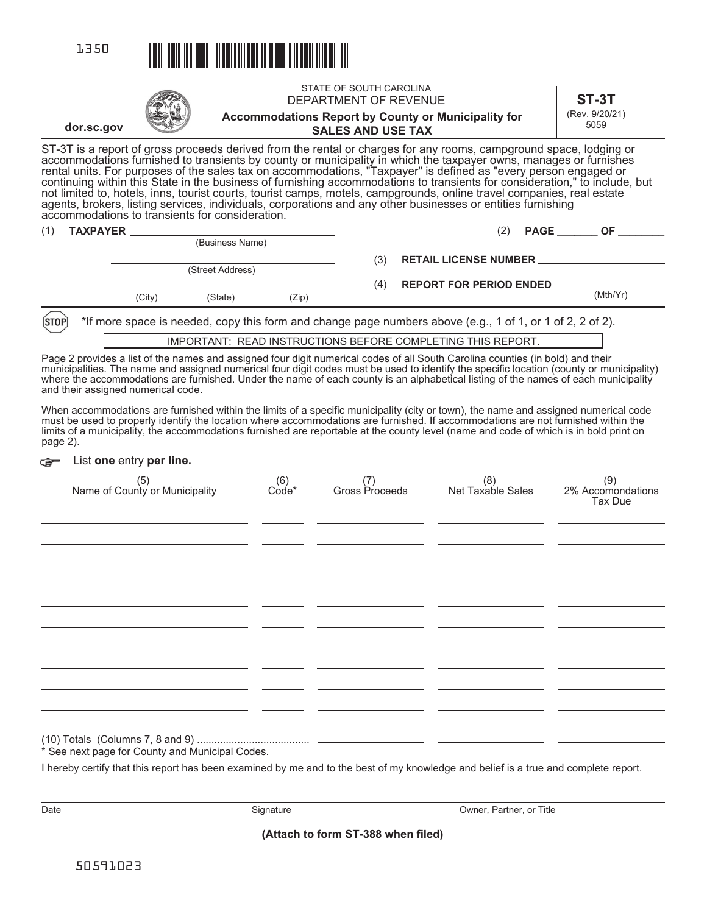1350

STATE OF SOUTH CAROLINA
DEPARTMENT OF REVENUE

# Accommodations Report by County or Municipality for SALES AND USE TAX

**ST-3T**
(Rev. 9/20/21)
5059

dor.sc.gov

ST-3T is a report of gross proceeds derived from the rental or charges for any rooms, campground space, lodging or accommodations furnished to transients by county or municipality in which the taxpayer owns, manages or furnishes rental units. For purposes of the sales tax on accommodations, "Taxpayer" is defined as "every person engaged or continuing within this State in the business of furnishing accommodations to transients for consideration," to include, but not limited to, hotels, inns, tourist courts, tourist camps, motels, campgrounds, online travel companies, real estate agents, brokers, listing services, individuals, corporations and any other businesses or entities furnishing accommodations to transients for consideration.

(1) **TAXPAYER** ______________________________
(Business Name)

______________________________
(Street Address)

______________________________
(City) (State) (Zip)

(2) **PAGE** _______ **OF** ________

(3) **RETAIL LICENSE NUMBER** ______________________

(4) **REPORT FOR PERIOD ENDED** ______________________
(Mth/Yr)

STOP *If more space is needed, copy this form and change page numbers above (e.g., 1 of 1, or 1 of 2, 2 of 2).

IMPORTANT: READ INSTRUCTIONS BEFORE COMPLETING THIS REPORT.

Page 2 provides a list of the names and assigned four digit numerical codes of all South Carolina counties (in bold) and their municipalities. The name and assigned numerical four digit codes must be used to identify the specific location (county or municipality) where the accommodations are furnished. Under the name of each county is an alphabetical listing of the names of each municipality and their assigned numerical code.

When accommodations are furnished within the limits of a specific municipality (city or town), the name and assigned numerical code must be used to properly identify the location where accommodations are furnished. If accommodations are not furnished within the limits of a municipality, the accommodations furnished are reportable at the county level (name and code of which is in bold print on page 2).

List **one** entry **per line.**

| (5) Name of County or Municipality | (6) Code* | (7) Gross Proceeds | (8) Net Taxable Sales | (9) 2% Accomondations Tax Due |
|---|---|---|---|---|
| | | | | |
| | | | | |
| | | | | |
| | | | | |
| | | | | |
| | | | | |
| | | | | |
| | | | | |
| | | | | |
| | | | | |
| (10) Totals (Columns 7, 8 and 9) ....................................... | | | | |

* See next page for County and Municipal Codes.

I hereby certify that this report has been examined by me and to the best of my knowledge and belief is a true and complete report.

______________________________ ______________________________ ______________________________
Date Signature Owner, Partner, or Title

**(Attach to form ST-388 when filed)**

50591023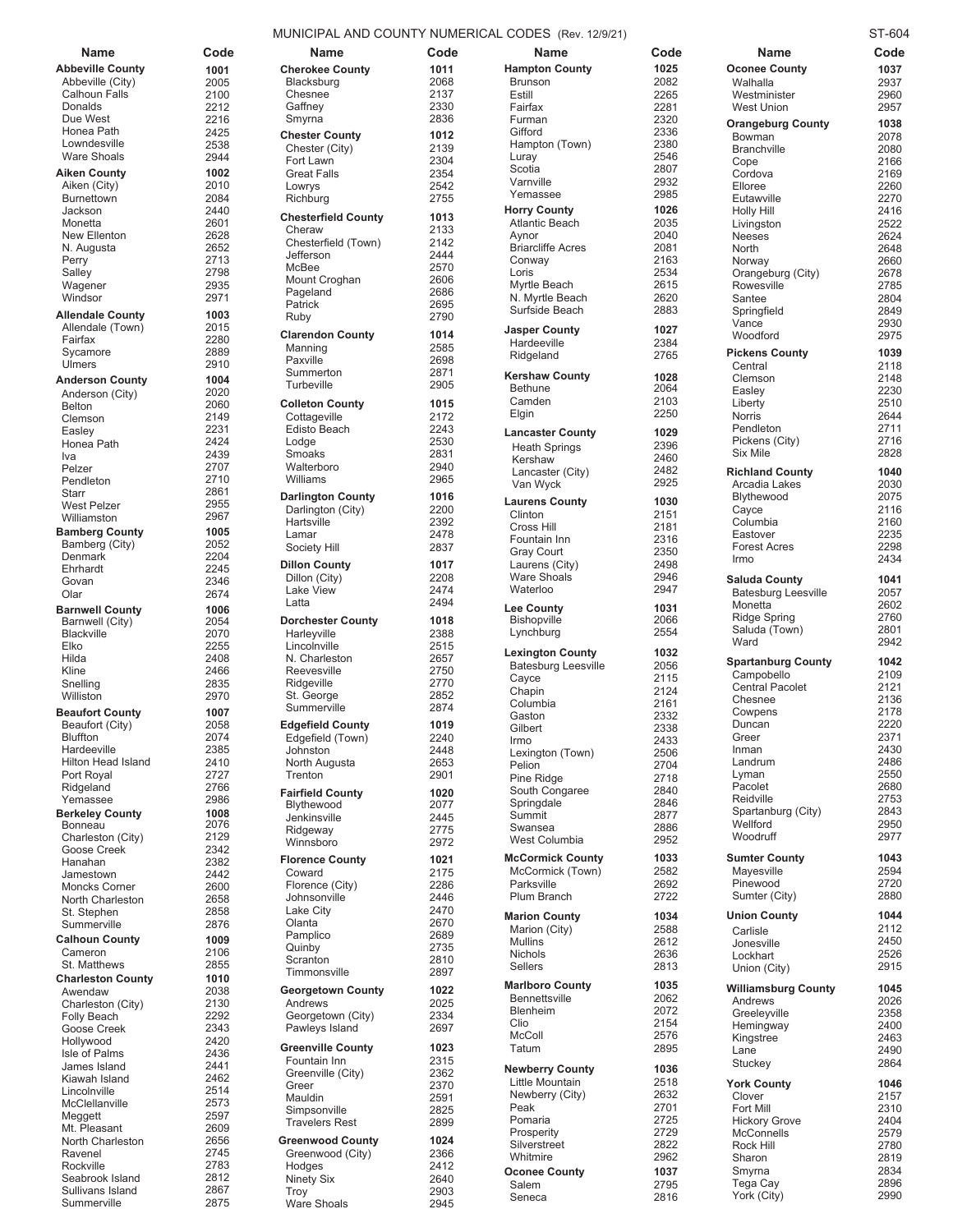# MUNICIPAL AND COUNTY NUMERICAL CODES (Rev. 12/9/21)

ST-604

| Name | Code |
| --- | --- |
| **Abbeville County** | **1001** |
| Abbeville (City) | 2005 |
| Calhoun Falls | 2100 |
| Donalds | 2212 |
| Due West | 2216 |
| Honea Path | 2425 |
| Lowndesville | 2538 |
| Ware Shoals | 2944 |
| **Aiken County** | **1002** |
| Aiken (City) | 2010 |
| Burnettown | 2084 |
| Jackson | 2440 |
| Monetta | 2601 |
| New Ellenton | 2628 |
| N. Augusta | 2652 |
| Perry | 2713 |
| Salley | 2798 |
| Wagener | 2935 |
| Windsor | 2971 |
| **Allendale County** | **1003** |
| Allendale (Town) | 2015 |
| Fairfax | 2280 |
| Sycamore | 2889 |
| Ulmers | 2910 |
| **Anderson County** | **1004** |
| Anderson (City) | 2020 |
| Belton | 2060 |
| Clemson | 2149 |
| Easley | 2231 |
| Honea Path | 2424 |
| Iva | 2439 |
| Pelzer | 2707 |
| Pendleton | 2710 |
| Starr | 2861 |
| West Pelzer | 2955 |
| Williamston | 2967 |
| **Bamberg County** | **1005** |
| Bamberg (City) | 2052 |
| Denmark | 2204 |
| Ehrhardt | 2245 |
| Govan | 2346 |
| Olar | 2674 |
| **Barnwell County** | **1006** |
| Barnwell (City) | 2054 |
| Blackville | 2070 |
| Elko | 2255 |
| Hilda | 2408 |
| Kline | 2466 |
| Snelling | 2835 |
| Williston | 2970 |
| **Beaufort County** | **1007** |
| Beaufort (City) | 2058 |
| Bluffton | 2074 |
| Hardeeville | 2385 |
| Hilton Head Island | 2410 |
| Port Royal | 2727 |
| Ridgeland | 2766 |
| Yemassee | 2986 |
| **Berkeley County** | **1008** |
| Bonneau | 2076 |
| Charleston (City) | 2129 |
| Goose Creek | 2342 |
| Hanahan | 2382 |
| Jamestown | 2442 |
| Moncks Corner | 2600 |
| North Charleston | 2658 |
| St. Stephen | 2858 |
| Summerville | 2876 |
| **Calhoun County** | **1009** |
| Cameron | 2106 |
| St. Matthews | 2855 |
| **Charleston County** | **1010** |
| Awendaw | 2038 |
| Charleston (City) | 2130 |
| Folly Beach | 2292 |
| Goose Creek | 2343 |
| Hollywood | 2420 |
| Isle of Palms | 2436 |
| James Island | 2441 |
| Kiawah Island | 2462 |
| Lincolnville | 2514 |
| McClellanville | 2573 |
| Meggett | 2597 |
| Mt. Pleasant | 2609 |
| North Charleston | 2656 |
| Ravenel | 2745 |
| Rockville | 2783 |
| Seabrook Island | 2812 |
| Sullivans Island | 2867 |
| Summerville | 2875 |
| **Cherokee County** | **1011** |
| Blacksburg | 2068 |
| Chesnee | 2137 |
| Gaffney | 2330 |
| Smyrna | 2836 |
| **Chester County** | **1012** |
| Chester (City) | 2139 |
| Fort Lawn | 2304 |
| Great Falls | 2354 |
| Lowrys | 2542 |
| Richburg | 2755 |
| **Chesterfield County** | **1013** |
| Cheraw | 2133 |
| Chesterfield (Town) | 2142 |
| Jefferson | 2444 |
| McBee | 2570 |
| Mount Croghan | 2606 |
| Pageland | 2686 |
| Patrick | 2695 |
| Ruby | 2790 |
| **Clarendon County** | **1014** |
| Manning | 2585 |
| Paxville | 2698 |
| Summerton | 2871 |
| Turbeville | 2905 |
| **Colleton County** | **1015** |
| Cottageville | 2172 |
| Edisto Beach | 2243 |
| Lodge | 2530 |
| Smoaks | 2831 |
| Walterboro | 2940 |
| Williams | 2965 |
| **Darlington County** | **1016** |
| Darlington (City) | 2200 |
| Hartsville | 2392 |
| Lamar | 2478 |
| Society Hill | 2837 |
| **Dillon County** | **1017** |
| Dillon (City) | 2208 |
| Lake View | 2474 |
| Latta | 2494 |
| **Dorchester County** | **1018** |
| Harleyville | 2388 |
| Lincolnville | 2515 |
| N. Charleston | 2657 |
| Reevesville | 2750 |
| Ridgeville | 2770 |
| St. George | 2852 |
| Summerville | 2874 |
| **Edgefield County** | **1019** |
| Edgefield (Town) | 2240 |
| Johnston | 2448 |
| North Augusta | 2653 |
| Trenton | 2901 |
| **Fairfield County** | **1020** |
| Blythewood | 2077 |
| Jenkinsville | 2445 |
| Ridgeway | 2775 |
| Winnsboro | 2972 |
| **Florence County** | **1021** |
| Coward | 2175 |
| Florence (City) | 2286 |
| Johnsonville | 2446 |
| Lake City | 2470 |
| Olanta | 2670 |
| Pamplico | 2689 |
| Quinby | 2735 |
| Scranton | 2810 |
| Timmonsville | 2897 |
| **Georgetown County** | **1022** |
| Andrews | 2025 |
| Georgetown (City) | 2334 |
| Pawleys Island | 2697 |
| **Greenville County** | **1023** |
| Fountain Inn | 2315 |
| Greenville (City) | 2362 |
| Greer | 2370 |
| Mauldin | 2591 |
| Simpsonville | 2825 |
| Travelers Rest | 2899 |
| **Greenwood County** | **1024** |
| Greenwood (City) | 2366 |
| Hodges | 2412 |
| Ninety Six | 2640 |
| Troy | 2903 |
| Ware Shoals | 2945 |
| **Hampton County** | **1025** |
| Brunson | 2082 |
| Estill | 2265 |
| Fairfax | 2281 |
| Furman | 2320 |
| Gifford | 2336 |
| Hampton (Town) | 2380 |
| Luray | 2546 |
| Scotia | 2807 |
| Varnville | 2932 |
| Yemassee | 2985 |
| **Horry County** | **1026** |
| Atlantic Beach | 2035 |
| Aynor | 2040 |
| Briarcliffe Acres | 2081 |
| Conway | 2163 |
| Loris | 2534 |
| Myrtle Beach | 2615 |
| N. Myrtle Beach | 2620 |
| Surfside Beach | 2883 |
| **Jasper County** | **1027** |
| Hardeeville | 2384 |
| Ridgeland | 2765 |
| **Kershaw County** | **1028** |
| Bethune | 2064 |
| Camden | 2103 |
| Elgin | 2250 |
| **Lancaster County** | **1029** |
| Heath Springs | 2396 |
| Kershaw | 2460 |
| Lancaster (City) | 2482 |
| Van Wyck | 2925 |
| **Laurens County** | **1030** |
| Clinton | 2151 |
| Cross Hill | 2181 |
| Fountain Inn | 2316 |
| Gray Court | 2350 |
| Laurens (City) | 2498 |
| Ware Shoals | 2946 |
| Waterloo | 2947 |
| **Lee County** | **1031** |
| Bishopville | 2066 |
| Lynchburg | 2554 |
| **Lexington County** | **1032** |
| Batesburg Leesville | 2056 |
| Cayce | 2115 |
| Chapin | 2124 |
| Columbia | 2161 |
| Gaston | 2332 |
| Gilbert | 2338 |
| Irmo | 2433 |
| Lexington (Town) | 2506 |
| Pelion | 2704 |
| Pine Ridge | 2718 |
| South Congaree | 2840 |
| Springdale | 2846 |
| Summit | 2877 |
| Swansea | 2886 |
| West Columbia | 2952 |
| **McCormick County** | **1033** |
| McCormick (Town) | 2582 |
| Parksville | 2692 |
| Plum Branch | 2722 |
| **Marion County** | **1034** |
| Marion (City) | 2588 |
| Mullins | 2612 |
| Nichols | 2636 |
| Sellers | 2813 |
| **Marlboro County** | **1035** |
| Bennettsville | 2062 |
| Blenheim | 2072 |
| Clio | 2154 |
| McColl | 2576 |
| Tatum | 2895 |
| **Newberry County** | **1036** |
| Little Mountain | 2518 |
| Newberry (City) | 2632 |
| Peak | 2701 |
| Pomaria | 2725 |
| Prosperity | 2729 |
| Silverstreet | 2822 |
| Whitmire | 2962 |
| **Oconee County** | **1037** |
| Salem | 2795 |
| Seneca | 2816 |
| **Oconee County** | **1037** |
| Walhalla | 2937 |
| Westminister | 2960 |
| West Union | 2957 |
| **Orangeburg County** | **1038** |
| Bowman | 2078 |
| Branchville | 2080 |
| Cope | 2166 |
| Cordova | 2169 |
| Elloree | 2260 |
| Eutawville | 2270 |
| Holly Hill | 2416 |
| Livingston | 2522 |
| Neeses | 2624 |
| North | 2648 |
| Norway | 2660 |
| Orangeburg (City) | 2678 |
| Rowesville | 2785 |
| Santee | 2804 |
| Springfield | 2849 |
| Vance | 2930 |
| Woodford | 2975 |
| **Pickens County** | **1039** |
| Central | 2118 |
| Clemson | 2148 |
| Easley | 2230 |
| Liberty | 2510 |
| Norris | 2644 |
| Pendleton | 2711 |
| Pickens (City) | 2716 |
| Six Mile | 2828 |
| **Richland County** | **1040** |
| Arcadia Lakes | 2030 |
| Blythewood | 2075 |
| Cayce | 2116 |
| Columbia | 2160 |
| Eastover | 2235 |
| Forest Acres | 2298 |
| Irmo | 2434 |
| **Saluda County** | **1041** |
| Batesburg Leesville | 2057 |
| Monetta | 2602 |
| Ridge Spring | 2760 |
| Saluda (Town) | 2801 |
| Ward | 2942 |
| **Spartanburg County** | **1042** |
| Campobello | 2109 |
| Central Pacolet | 2121 |
| Chesnee | 2136 |
| Cowpens | 2178 |
| Duncan | 2220 |
| Greer | 2371 |
| Inman | 2430 |
| Landrum | 2486 |
| Lyman | 2550 |
| Pacolet | 2680 |
| Reidville | 2753 |
| Spartanburg (City) | 2843 |
| Wellford | 2950 |
| Woodruff | 2977 |
| **Sumter County** | **1043** |
| Mayesville | 2594 |
| Pinewood | 2720 |
| Sumter (City) | 2880 |
| **Union County** | **1044** |
| Carlisle | 2112 |
| Jonesville | 2450 |
| Lockhart | 2526 |
| Union (City) | 2915 |
| **Williamsburg County** | **1045** |
| Andrews | 2026 |
| Greeleyville | 2358 |
| Hemingway | 2400 |
| Kingstree | 2463 |
| Lane | 2490 |
| Stuckey | 2864 |
| **York County** | **1046** |
| Clover | 2157 |
| Fort Mill | 2310 |
| Hickory Grove | 2404 |
| McConnells | 2579 |
| Rock Hill | 2780 |
| Sharon | 2819 |
| Smyrna | 2834 |
| Tega Cay | 2896 |
| York (City) | 2990 |